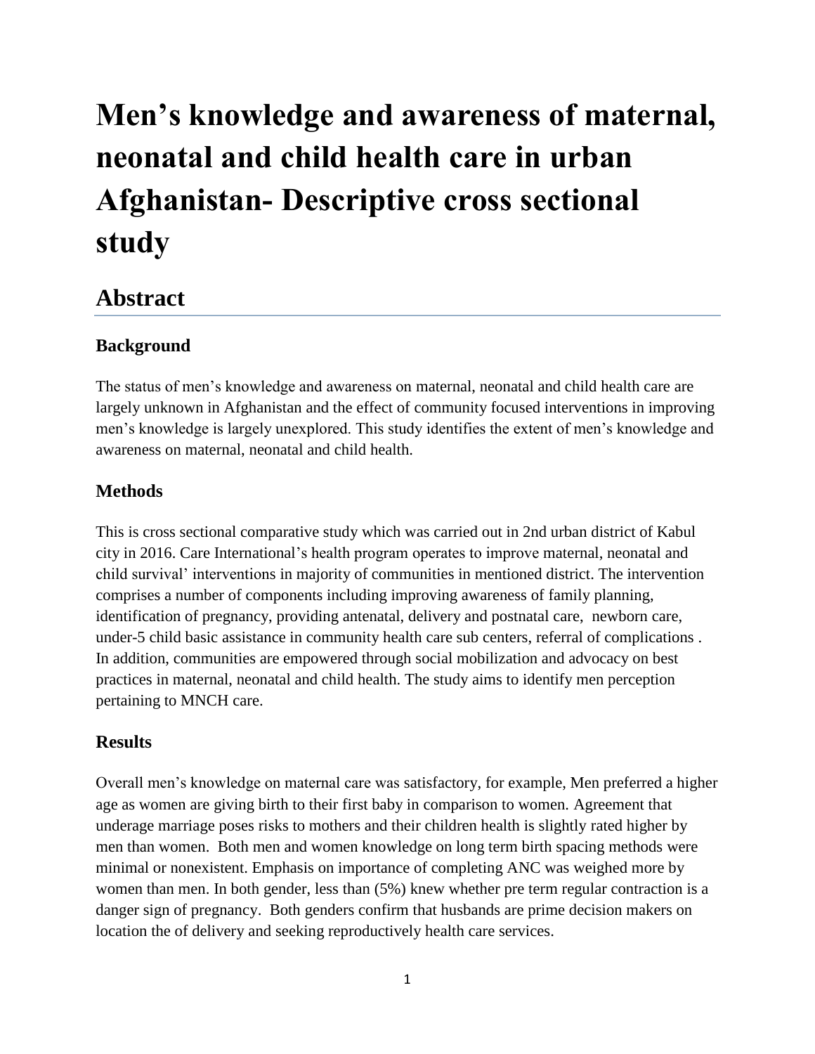# Men's knowledge and awareness of maternal, neonatal and child health care in urban Afghanistan- Descriptive cross sectional study

## Abstract

### Background

The status of men's knowledge and awareness on maternal, neonatal and child health care are largely unknown in Afghanistan and the effect of community focused interventions in improving men's knowledge is largely unexplored. This study identifies the extent of men's knowledge and awareness on maternal, neonatal and child health.

### Methods

This is cross sectional comparative study which was carried out in 2nd urban district of Kabul city in 2016. Care International's health program operates to improve maternal, neonatal and child survival' interventions in majority of communities in mentioned district. The intervention comprises a number of components including improving awareness of family planning, identification of pregnancy, providing antenatal, delivery and postnatal care, newborn care, under-5 child basic assistance in community health care sub centers, referral of complications . In addition, communities are empowered through social mobilization and advocacy on best practices in maternal, neonatal and child health. The study aims to identify men perception pertaining to MNCH care.

### Results

Overall men's knowledge on maternal care was satisfactory, for example, Men preferred a higher age as women are giving birth to their first baby in comparison to women. Agreement that underage marriage poses risks to mothers and their children health is slightly rated higher by men than women. Both men and women knowledge on long term birth spacing methods were minimal or nonexistent. Emphasis on importance of completing ANC was weighed more by women than men. In both gender, less than (5%) knew whether pre term regular contraction is a danger sign of pregnancy. Both genders confirm that husbands are prime decision makers on location the of delivery and seeking reproductively health care services.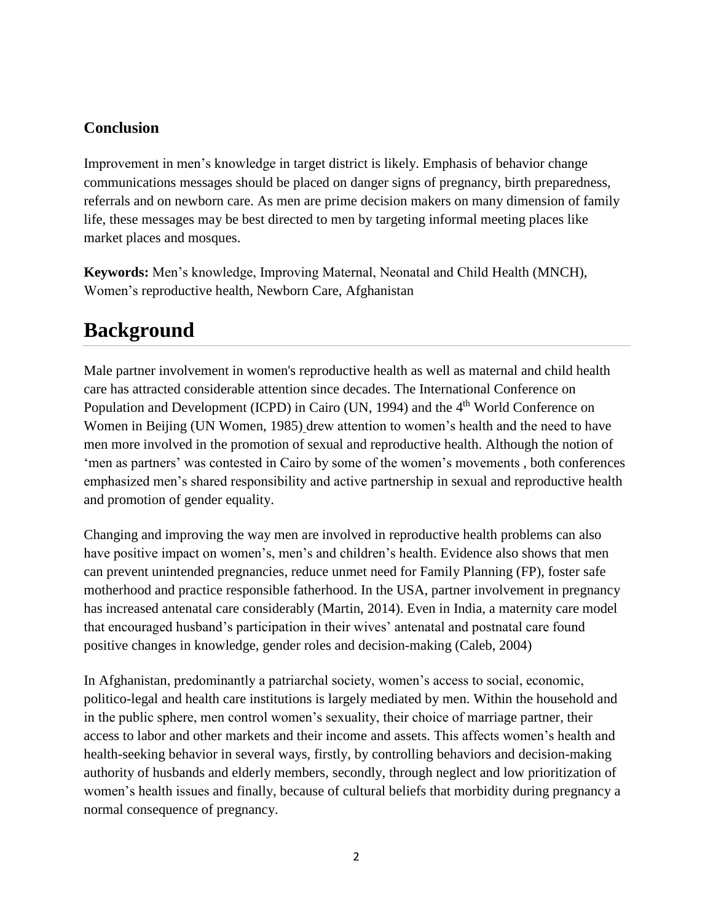### Conclusion

Improvement in men's knowledge in target district is likely. Emphasis of behavior change communications messages should be placed on danger signs of pregnancy, birth preparedness, referrals and on newborn care. As men are prime decision makers on many dimension of family life, these messages may be best directed to men by targeting informal meeting places like market places and mosques.

**Keywords:** Men's knowledge, Improving Maternal, Neonatal and Child Health (MNCH), Women's reproductive health, Newborn Care, Afghanistan

# Background

Male partner involvement in women's reproductive health as well as maternal and child health care has attracted considerable attention since decades. The International Conference on Population and Development (ICPD) in Cairo (UN, 1994) and the 4th World Conference on Women in Beijing (UN Women, 1985) drew attention to women's health and the need to have men more involved in the promotion of sexual and reproductive health. Although the notion of 'men as partners' was contested in Cairo by some of the women's movements , both conferences emphasized men's shared responsibility and active partnership in sexual and reproductive health and promotion of gender equality.

Changing and improving the way men are involved in reproductive health problems can also have positive impact on women's, men's and children's health. Evidence also shows that men can prevent unintended pregnancies, reduce unmet need for Family Planning (FP), foster safe motherhood and practice responsible fatherhood. In the USA, partner involvement in pregnancy has increased antenatal care considerably (Martin, 2014). Even in India, a maternity care model that encouraged husband's participation in their wives' antenatal and postnatal care found positive changes in knowledge, gender roles and decision-making (Caleb, 2004)

In Afghanistan, predominantly a patriarchal society, women's access to social, economic, politico-legal and health care institutions is largely mediated by men. Within the household and in the public sphere, men control women's sexuality, their choice of marriage partner, their access to labor and other markets and their income and assets. This affects women's health and health-seeking behavior in several ways, firstly, by controlling behaviors and decision-making authority of husbands and elderly members, secondly, through neglect and low prioritization of women's health issues and finally, because of cultural beliefs that morbidity during pregnancy a normal consequence of pregnancy.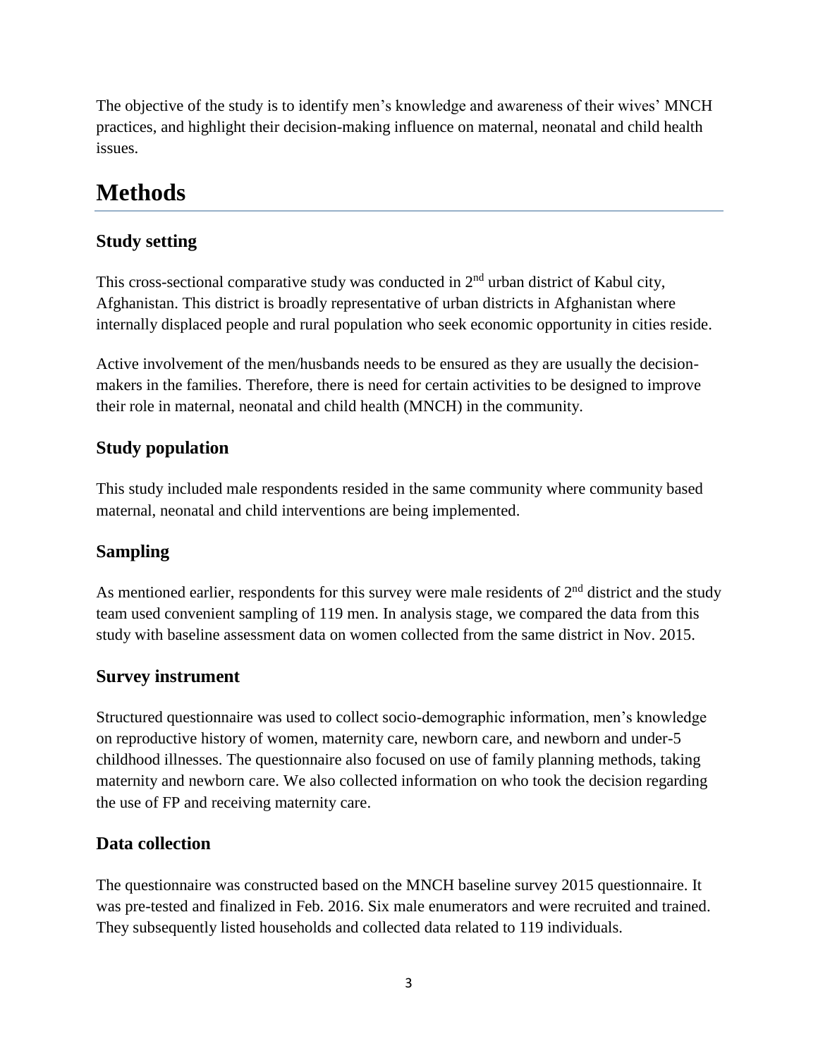The objective of the study is to identify men's knowledge and awareness of their wives' MNCH practices, and highlight their decision-making influence on maternal, neonatal and child health issues.

# Methods

## Study setting

This cross-sectional comparative study was conducted in 2nd urban district of Kabul city, Afghanistan. This district is broadly representative of urban districts in Afghanistan where internally displaced people and rural population who seek economic opportunity in cities reside.

Active involvement of the men/husbands needs to be ensured as they are usually the decision-makers in the families. Therefore, there is need for certain activities to be designed to improve their role in maternal, neonatal and child health (MNCH) in the community.

## Study population

This study included male respondents resided in the same community where community based maternal, neonatal and child interventions are being implemented.

## Sampling

As mentioned earlier, respondents for this survey were male residents of 2nd district and the study team used convenient sampling of 119 men. In analysis stage, we compared the data from this study with baseline assessment data on women collected from the same district in Nov. 2015.

## Survey instrument

Structured questionnaire was used to collect socio-demographic information, men's knowledge on reproductive history of women, maternity care, newborn care, and newborn and under-5 childhood illnesses. The questionnaire also focused on use of family planning methods, taking maternity and newborn care. We also collected information on who took the decision regarding the use of FP and receiving maternity care.

## Data collection

The questionnaire was constructed based on the MNCH baseline survey 2015 questionnaire. It was pre-tested and finalized in Feb. 2016. Six male enumerators and were recruited and trained. They subsequently listed households and collected data related to 119 individuals.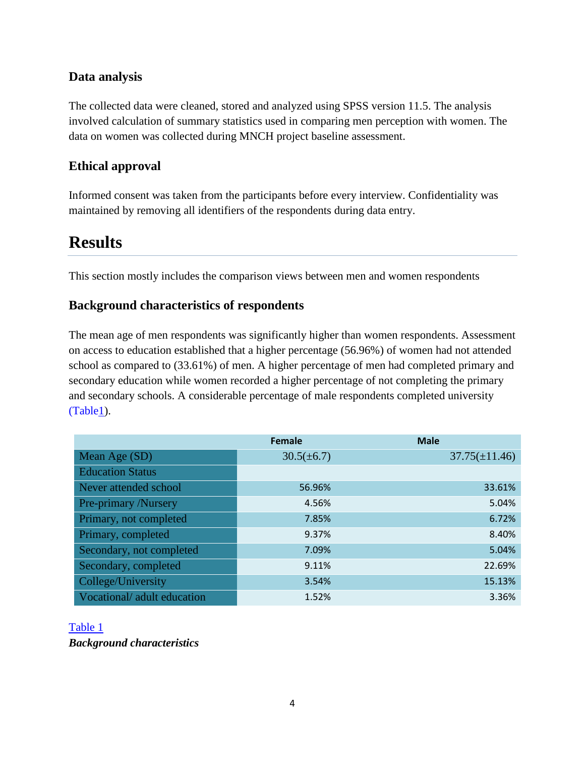### Data analysis

The collected data were cleaned, stored and analyzed using SPSS version 11.5. The analysis involved calculation of summary statistics used in comparing men perception with women. The data on women was collected during MNCH project baseline assessment.

### Ethical approval

Informed consent was taken from the participants before every interview. Confidentiality was maintained by removing all identifiers of the respondents during data entry.

## Results

This section mostly includes the comparison views between men and women respondents

### Background characteristics of respondents

The mean age of men respondents was significantly higher than women respondents. Assessment on access to education established that a higher percentage (56.96%) of women had not attended school as compared to (33.61%) of men. A higher percentage of men had completed primary and secondary education while women recorded a higher percentage of not completing the primary and secondary schools. A considerable percentage of male respondents completed university (Table1).

| | Female | Male |
|---|---|---|
| Mean Age (SD) | 30.5(±6.7) | 37.75(±11.46) |
| Education Status | | |
| Never attended school | 56.96% | 33.61% |
| Pre-primary /Nursery | 4.56% | 5.04% |
| Primary, not completed | 7.85% | 6.72% |
| Primary, completed | 9.37% | 8.40% |
| Secondary, not completed | 7.09% | 5.04% |
| Secondary, completed | 9.11% | 22.69% |
| College/University | 3.54% | 15.13% |
| Vocational/ adult education | 1.52% | 3.36% |

Table 1
***Background characteristics***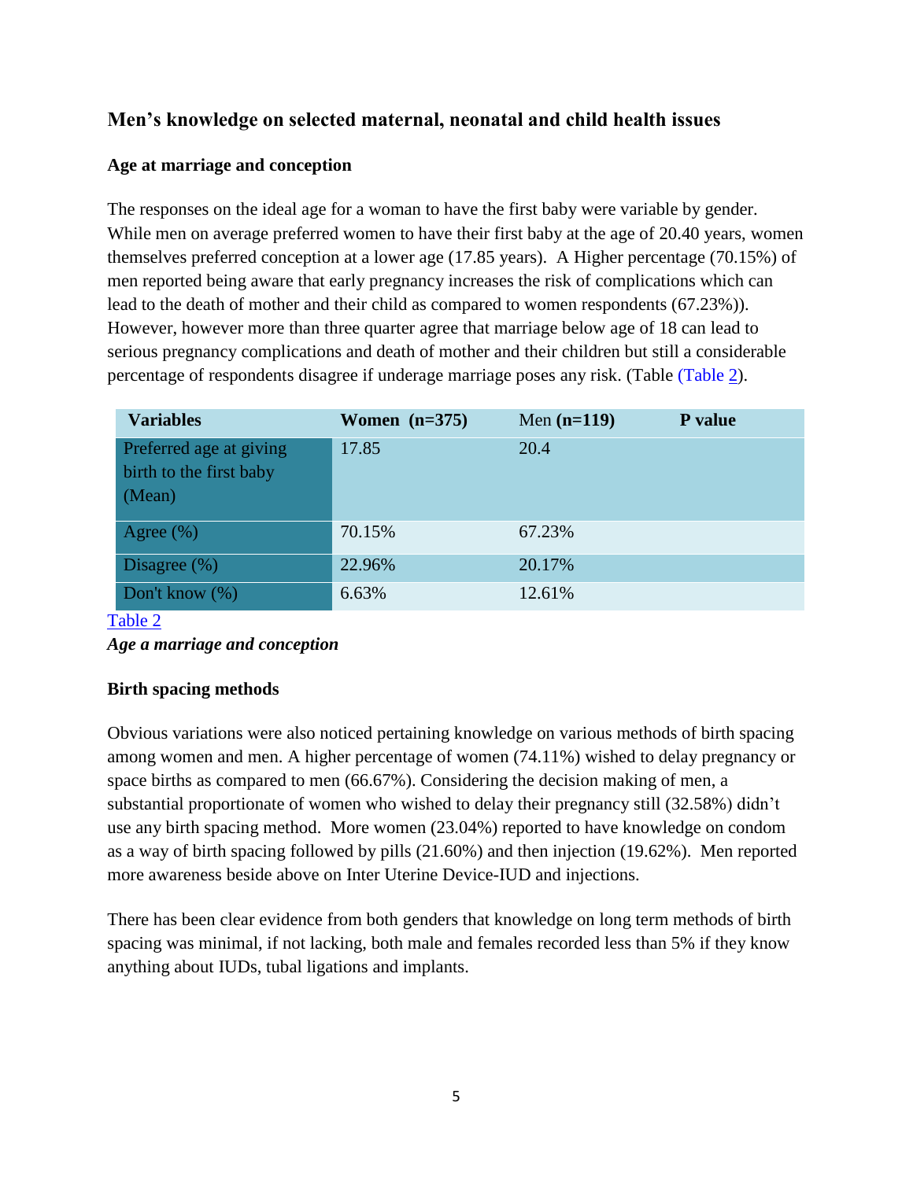## Men's knowledge on selected maternal, neonatal and child health issues

### Age at marriage and conception

The responses on the ideal age for a woman to have the first baby were variable by gender. While men on average preferred women to have their first baby at the age of 20.40 years, women themselves preferred conception at a lower age (17.85 years). A Higher percentage (70.15%) of men reported being aware that early pregnancy increases the risk of complications which can lead to the death of mother and their child as compared to women respondents (67.23%)). However, however more than three quarter agree that marriage below age of 18 can lead to serious pregnancy complications and death of mother and their children but still a considerable percentage of respondents disagree if underage marriage poses any risk. (Table (Table 2).

| Variables | Women (n=375) | Men (n=119) | P value |
|---|---|---|---|
| Preferred age at giving birth to the first baby (Mean) | 17.85 | 20.4 | |
| Agree (%) | 70.15% | 67.23% | |
| Disagree (%) | 22.96% | 20.17% | |
| Don't know (%) | 6.63% | 12.61% | |

Table 2

*Age a marriage and conception*

### Birth spacing methods

Obvious variations were also noticed pertaining knowledge on various methods of birth spacing among women and men. A higher percentage of women (74.11%) wished to delay pregnancy or space births as compared to men (66.67%). Considering the decision making of men, a substantial proportionate of women who wished to delay their pregnancy still (32.58%) didn't use any birth spacing method. More women (23.04%) reported to have knowledge on condom as a way of birth spacing followed by pills (21.60%) and then injection (19.62%). Men reported more awareness beside above on Inter Uterine Device-IUD and injections.

There has been clear evidence from both genders that knowledge on long term methods of birth spacing was minimal, if not lacking, both male and females recorded less than 5% if they know anything about IUDs, tubal ligations and implants.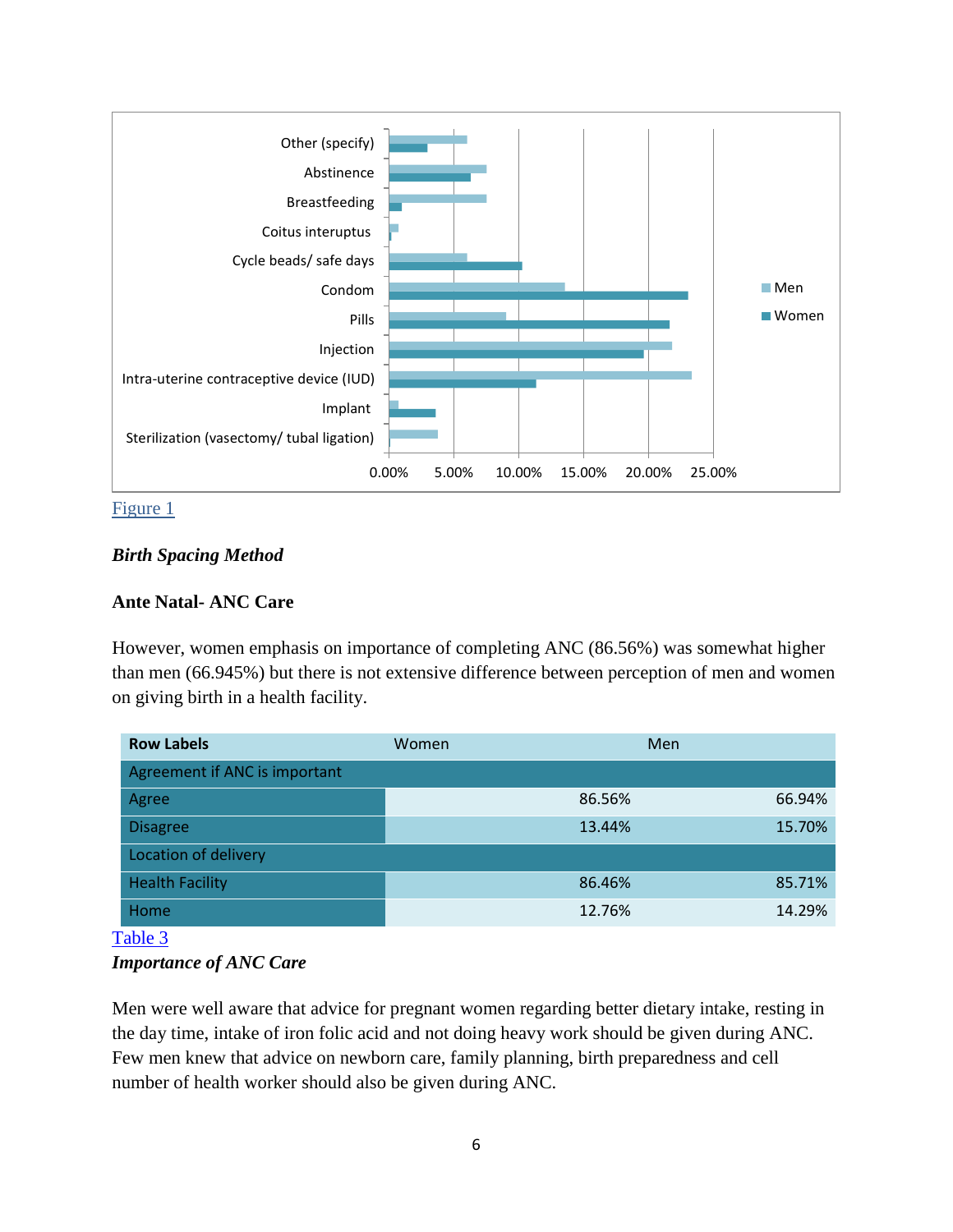Figure 1

***Birth Spacing Method***

**Ante Natal- ANC Care**

However, women emphasis on importance of completing ANC (86.56%) was somewhat higher than men (66.945%) but there is not extensive difference between perception of men and women on giving birth in a health facility.

| Row Labels | Women | Men |
|---|---|---|
| Agreement if ANC is important | | |
| Agree | 86.56% | 66.94% |
| Disagree | 13.44% | 15.70% |
| Location of delivery | | |
| Health Facility | 86.46% | 85.71% |
| Home | 12.76% | 14.29% |

Table 3

***Importance of ANC Care***

Men were well aware that advice for pregnant women regarding better dietary intake, resting in the day time, intake of iron folic acid and not doing heavy work should be given during ANC. Few men knew that advice on newborn care, family planning, birth preparedness and cell number of health worker should also be given during ANC.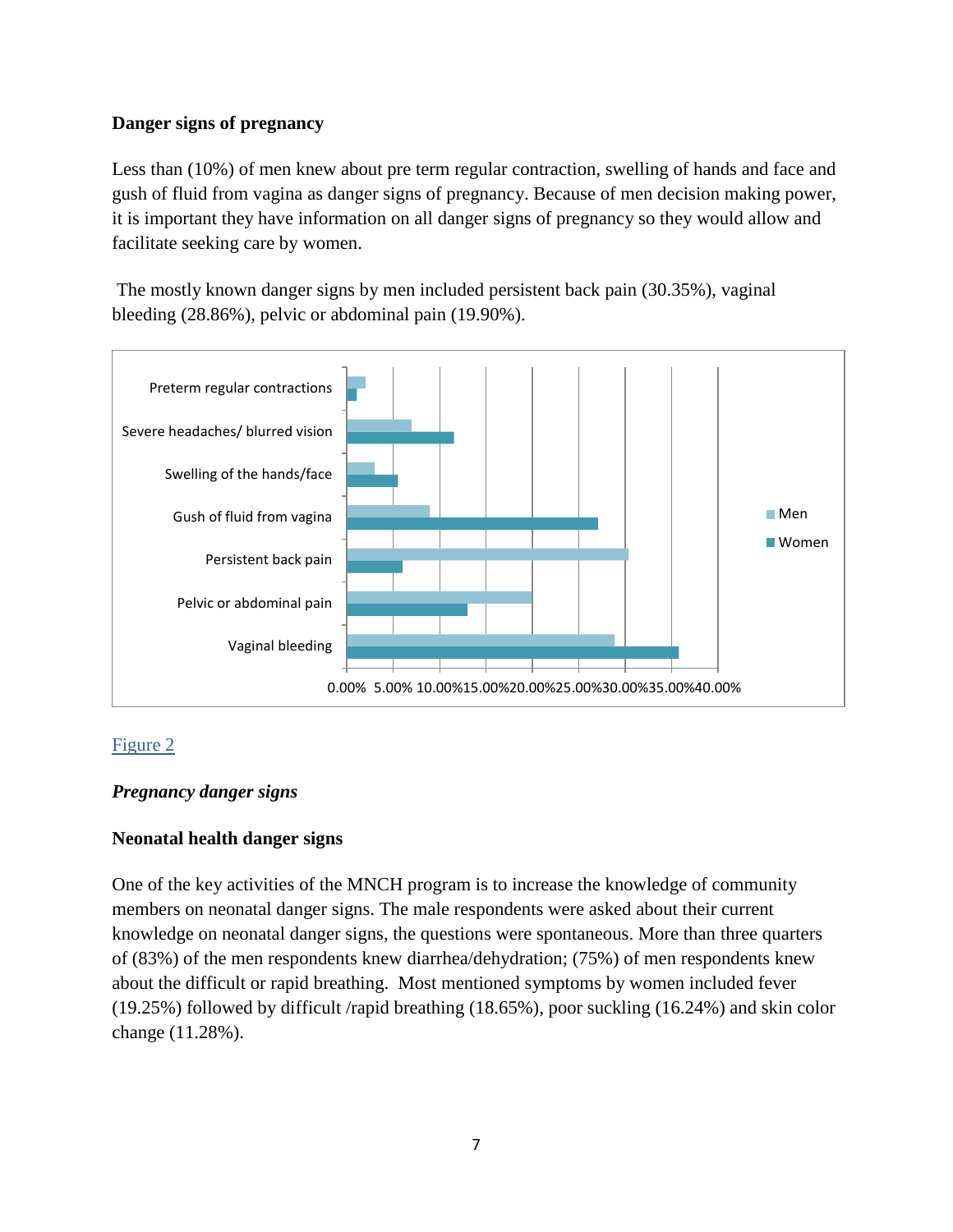**Danger signs of pregnancy**

Less than (10%) of men knew about pre term regular contraction, swelling of hands and face and gush of fluid from vagina as danger signs of pregnancy. Because of men decision making power, it is important they have information on all danger signs of pregnancy so they would allow and facilitate seeking care by women.

The mostly known danger signs by men included persistent back pain (30.35%), vaginal bleeding (28.86%), pelvic or abdominal pain (19.90%).

Figure 2

***Pregnancy danger signs***

**Neonatal health danger signs**

One of the key activities of the MNCH program is to increase the knowledge of community members on neonatal danger signs. The male respondents were asked about their current knowledge on neonatal danger signs, the questions were spontaneous. More than three quarters of (83%) of the men respondents knew diarrhea/dehydration; (75%) of men respondents knew about the difficult or rapid breathing. Most mentioned symptoms by women included fever (19.25%) followed by difficult /rapid breathing (18.65%), poor suckling (16.24%) and skin color change (11.28%).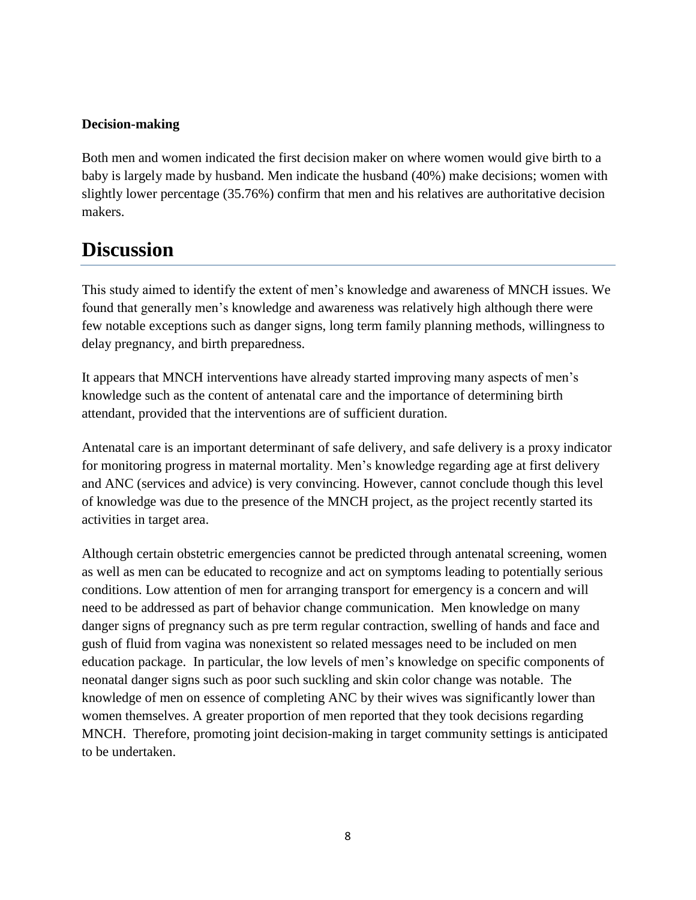**Decision-making**

Both men and women indicated the first decision maker on where women would give birth to a baby is largely made by husband. Men indicate the husband (40%) make decisions; women with slightly lower percentage (35.76%) confirm that men and his relatives are authoritative decision makers.

# Discussion

This study aimed to identify the extent of men's knowledge and awareness of MNCH issues. We found that generally men's knowledge and awareness was relatively high although there were few notable exceptions such as danger signs, long term family planning methods, willingness to delay pregnancy, and birth preparedness.

It appears that MNCH interventions have already started improving many aspects of men's knowledge such as the content of antenatal care and the importance of determining birth attendant, provided that the interventions are of sufficient duration.

Antenatal care is an important determinant of safe delivery, and safe delivery is a proxy indicator for monitoring progress in maternal mortality. Men's knowledge regarding age at first delivery and ANC (services and advice) is very convincing. However, cannot conclude though this level of knowledge was due to the presence of the MNCH project, as the project recently started its activities in target area.

Although certain obstetric emergencies cannot be predicted through antenatal screening, women as well as men can be educated to recognize and act on symptoms leading to potentially serious conditions. Low attention of men for arranging transport for emergency is a concern and will need to be addressed as part of behavior change communication. Men knowledge on many danger signs of pregnancy such as pre term regular contraction, swelling of hands and face and gush of fluid from vagina was nonexistent so related messages need to be included on men education package. In particular, the low levels of men's knowledge on specific components of neonatal danger signs such as poor such suckling and skin color change was notable. The knowledge of men on essence of completing ANC by their wives was significantly lower than women themselves. A greater proportion of men reported that they took decisions regarding MNCH. Therefore, promoting joint decision-making in target community settings is anticipated to be undertaken.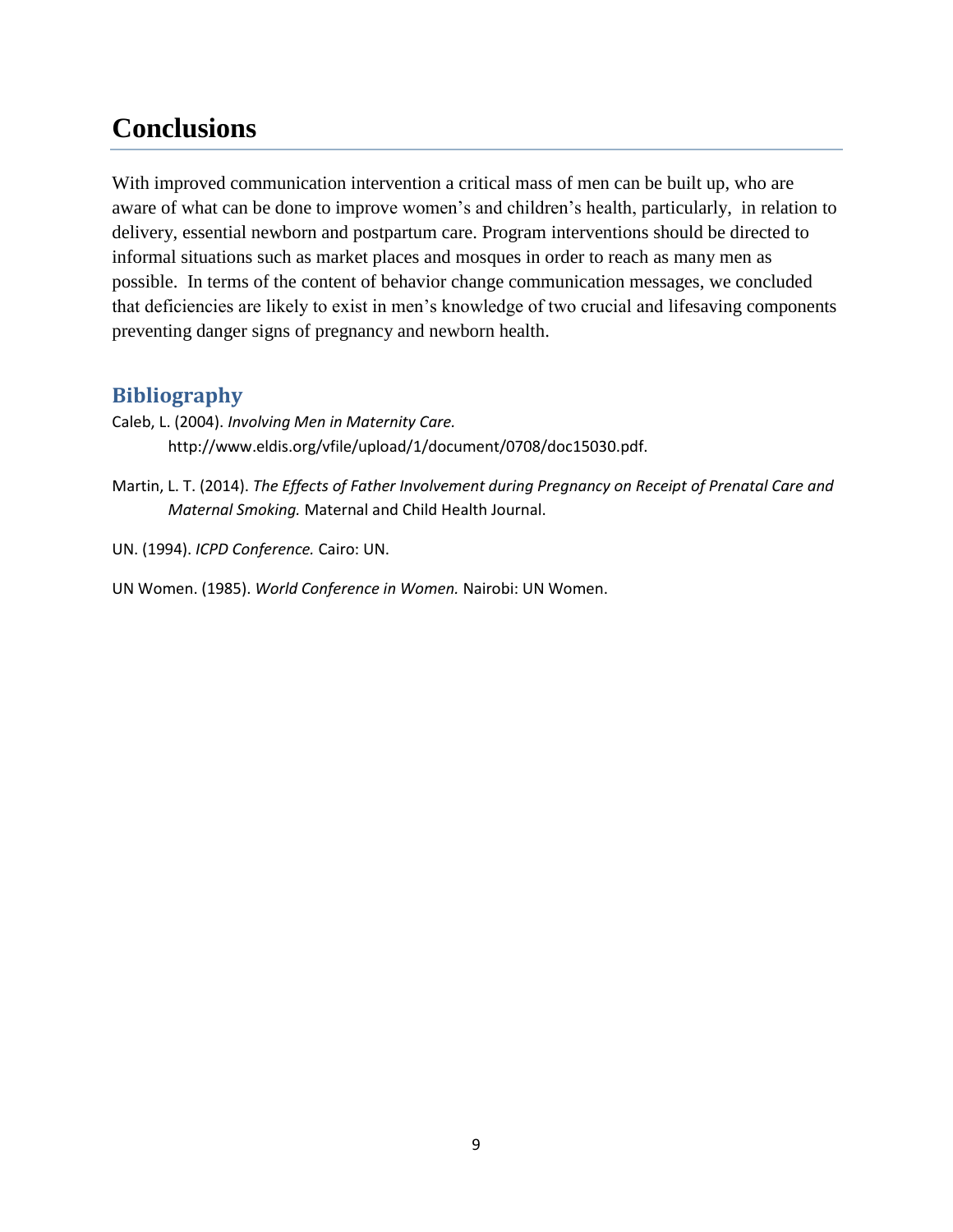# Conclusions

With improved communication intervention a critical mass of men can be built up, who are aware of what can be done to improve women's and children's health, particularly, in relation to delivery, essential newborn and postpartum care. Program interventions should be directed to informal situations such as market places and mosques in order to reach as many men as possible. In terms of the content of behavior change communication messages, we concluded that deficiencies are likely to exist in men's knowledge of two crucial and lifesaving components preventing danger signs of pregnancy and newborn health.

## Bibliography

Caleb, L. (2004). *Involving Men in Maternity Care.* http://www.eldis.org/vfile/upload/1/document/0708/doc15030.pdf.

Martin, L. T. (2014). *The Effects of Father Involvement during Pregnancy on Receipt of Prenatal Care and Maternal Smoking.* Maternal and Child Health Journal.

UN. (1994). *ICPD Conference.* Cairo: UN.

UN Women. (1985). *World Conference in Women.* Nairobi: UN Women.